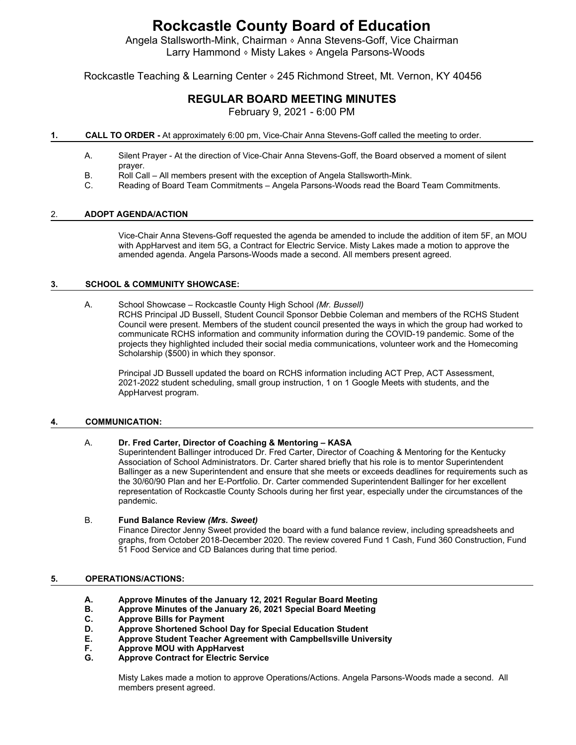# Rockcastle County Board of Education

Angela Stallsworth-Mink, Chairman ◊ Anna Stevens-Goff, Vice Chairman
Larry Hammond ◊ Misty Lakes ◊ Angela Parsons-Woods

Rockcastle Teaching & Learning Center ◊ 245 Richmond Street, Mt. Vernon, KY 40456

## REGULAR BOARD MEETING MINUTES

February 9, 2021 - 6:00 PM

**1. CALL TO ORDER -** At approximately 6:00 pm, Vice-Chair Anna Stevens-Goff called the meeting to order.

A. Silent Prayer - At the direction of Vice-Chair Anna Stevens-Goff, the Board observed a moment of silent prayer.
B. Roll Call – All members present with the exception of Angela Stallsworth-Mink.
C. Reading of Board Team Commitments – Angela Parsons-Woods read the Board Team Commitments.

**2. ADOPT AGENDA/ACTION**

Vice-Chair Anna Stevens-Goff requested the agenda be amended to include the addition of item 5F, an MOU with AppHarvest and item 5G, a Contract for Electric Service. Misty Lakes made a motion to approve the amended agenda. Angela Parsons-Woods made a second. All members present agreed.

**3. SCHOOL & COMMUNITY SHOWCASE:**

A. School Showcase – Rockcastle County High School *(Mr. Bussell)*
RCHS Principal JD Bussell, Student Council Sponsor Debbie Coleman and members of the RCHS Student Council were present. Members of the student council presented the ways in which the group had worked to communicate RCHS information and community information during the COVID-19 pandemic. Some of the projects they highlighted included their social media communications, volunteer work and the Homecoming Scholarship ($500) in which they sponsor.

Principal JD Bussell updated the board on RCHS information including ACT Prep, ACT Assessment, 2021-2022 student scheduling, small group instruction, 1 on 1 Google Meets with students, and the AppHarvest program.

**4. COMMUNICATION:**

A. **Dr. Fred Carter, Director of Coaching & Mentoring – KASA**
Superintendent Ballinger introduced Dr. Fred Carter, Director of Coaching & Mentoring for the Kentucky Association of School Administrators. Dr. Carter shared briefly that his role is to mentor Superintendent Ballinger as a new Superintendent and ensure that she meets or exceeds deadlines for requirements such as the 30/60/90 Plan and her E-Portfolio. Dr. Carter commended Superintendent Ballinger for her excellent representation of Rockcastle County Schools during her first year, especially under the circumstances of the pandemic.

B. **Fund Balance Review** ***(Mrs. Sweet)***
Finance Director Jenny Sweet provided the board with a fund balance review, including spreadsheets and graphs, from October 2018-December 2020. The review covered Fund 1 Cash, Fund 360 Construction, Fund 51 Food Service and CD Balances during that time period.

**5. OPERATIONS/ACTIONS:**

**A. Approve Minutes of the January 12, 2021 Regular Board Meeting**
**B. Approve Minutes of the January 26, 2021 Special Board Meeting**
**C. Approve Bills for Payment**
**D. Approve Shortened School Day for Special Education Student**
**E. Approve Student Teacher Agreement with Campbellsville University**
**F. Approve MOU with AppHarvest**
**G. Approve Contract for Electric Service**

Misty Lakes made a motion to approve Operations/Actions. Angela Parsons-Woods made a second. All members present agreed.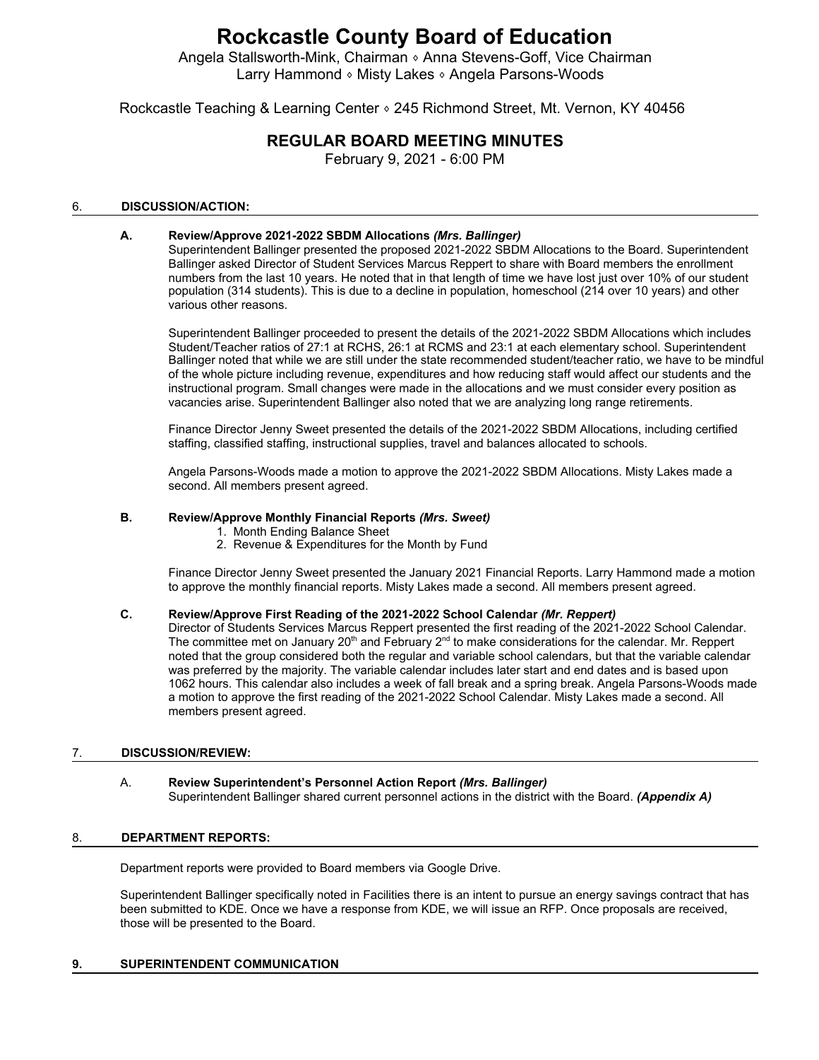# Rockcastle County Board of Education

Angela Stallsworth-Mink, Chairman ⋄ Anna Stevens-Goff, Vice Chairman
Larry Hammond ⋄ Misty Lakes ⋄ Angela Parsons-Woods

Rockcastle Teaching & Learning Center ⋄ 245 Richmond Street, Mt. Vernon, KY 40456

## REGULAR BOARD MEETING MINUTES

February 9, 2021 - 6:00 PM

### 6. DISCUSSION/ACTION:

**A. Review/Approve 2021-2022 SBDM Allocations *(Mrs. Ballinger)***

Superintendent Ballinger presented the proposed 2021-2022 SBDM Allocations to the Board. Superintendent Ballinger asked Director of Student Services Marcus Reppert to share with Board members the enrollment numbers from the last 10 years. He noted that in that length of time we have lost just over 10% of our student population (314 students). This is due to a decline in population, homeschool (214 over 10 years) and other various other reasons.

Superintendent Ballinger proceeded to present the details of the 2021-2022 SBDM Allocations which includes Student/Teacher ratios of 27:1 at RCHS, 26:1 at RCMS and 23:1 at each elementary school. Superintendent Ballinger noted that while we are still under the state recommended student/teacher ratio, we have to be mindful of the whole picture including revenue, expenditures and how reducing staff would affect our students and the instructional program. Small changes were made in the allocations and we must consider every position as vacancies arise. Superintendent Ballinger also noted that we are analyzing long range retirements.

Finance Director Jenny Sweet presented the details of the 2021-2022 SBDM Allocations, including certified staffing, classified staffing, instructional supplies, travel and balances allocated to schools.

Angela Parsons-Woods made a motion to approve the 2021-2022 SBDM Allocations. Misty Lakes made a second. All members present agreed.

**B. Review/Approve Monthly Financial Reports *(Mrs. Sweet)***

1. Month Ending Balance Sheet
2. Revenue & Expenditures for the Month by Fund

Finance Director Jenny Sweet presented the January 2021 Financial Reports. Larry Hammond made a motion to approve the monthly financial reports. Misty Lakes made a second. All members present agreed.

**C. Review/Approve First Reading of the 2021-2022 School Calendar *(Mr. Reppert)***

Director of Students Services Marcus Reppert presented the first reading of the 2021-2022 School Calendar. The committee met on January 20th and February 2nd to make considerations for the calendar. Mr. Reppert noted that the group considered both the regular and variable school calendars, but that the variable calendar was preferred by the majority. The variable calendar includes later start and end dates and is based upon 1062 hours. This calendar also includes a week of fall break and a spring break. Angela Parsons-Woods made a motion to approve the first reading of the 2021-2022 School Calendar. Misty Lakes made a second. All members present agreed.

### 7. DISCUSSION/REVIEW:

A. **Review Superintendent's Personnel Action Report *(Mrs. Ballinger)***

Superintendent Ballinger shared current personnel actions in the district with the Board. ***(Appendix A)***

### 8. DEPARTMENT REPORTS:

Department reports were provided to Board members via Google Drive.

Superintendent Ballinger specifically noted in Facilities there is an intent to pursue an energy savings contract that has been submitted to KDE. Once we have a response from KDE, we will issue an RFP. Once proposals are received, those will be presented to the Board.

### 9. SUPERINTENDENT COMMUNICATION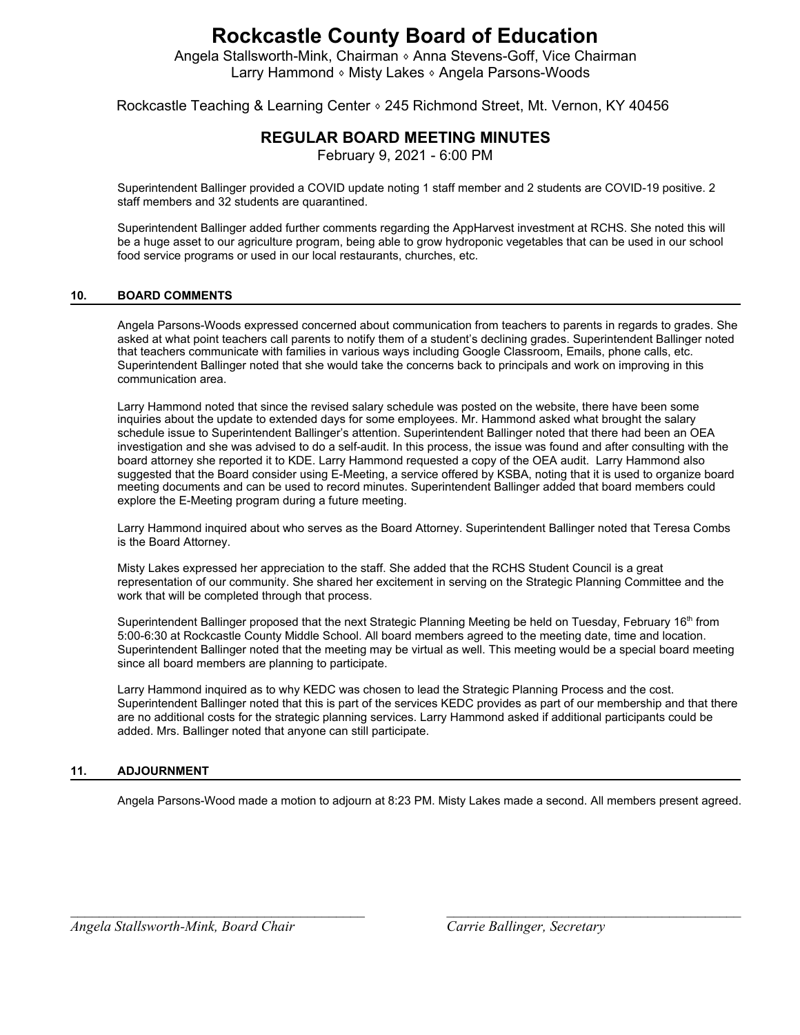# Rockcastle County Board of Education

Angela Stallsworth-Mink, Chairman ◊ Anna Stevens-Goff, Vice Chairman
Larry Hammond ◊ Misty Lakes ◊ Angela Parsons-Woods

Rockcastle Teaching & Learning Center ◊ 245 Richmond Street, Mt. Vernon, KY 40456

## REGULAR BOARD MEETING MINUTES

February 9, 2021 - 6:00 PM

Superintendent Ballinger provided a COVID update noting 1 staff member and 2 students are COVID-19 positive. 2 staff members and 32 students are quarantined.

Superintendent Ballinger added further comments regarding the AppHarvest investment at RCHS. She noted this will be a huge asset to our agriculture program, being able to grow hydroponic vegetables that can be used in our school food service programs or used in our local restaurants, churches, etc.

### 10. BOARD COMMENTS

Angela Parsons-Woods expressed concerned about communication from teachers to parents in regards to grades. She asked at what point teachers call parents to notify them of a student's declining grades. Superintendent Ballinger noted that teachers communicate with families in various ways including Google Classroom, Emails, phone calls, etc. Superintendent Ballinger noted that she would take the concerns back to principals and work on improving in this communication area.

Larry Hammond noted that since the revised salary schedule was posted on the website, there have been some inquiries about the update to extended days for some employees. Mr. Hammond asked what brought the salary schedule issue to Superintendent Ballinger's attention. Superintendent Ballinger noted that there had been an OEA investigation and she was advised to do a self-audit. In this process, the issue was found and after consulting with the board attorney she reported it to KDE. Larry Hammond requested a copy of the OEA audit. Larry Hammond also suggested that the Board consider using E-Meeting, a service offered by KSBA, noting that it is used to organize board meeting documents and can be used to record minutes. Superintendent Ballinger added that board members could explore the E-Meeting program during a future meeting.

Larry Hammond inquired about who serves as the Board Attorney. Superintendent Ballinger noted that Teresa Combs is the Board Attorney.

Misty Lakes expressed her appreciation to the staff. She added that the RCHS Student Council is a great representation of our community. She shared her excitement in serving on the Strategic Planning Committee and the work that will be completed through that process.

Superintendent Ballinger proposed that the next Strategic Planning Meeting be held on Tuesday, February 16th from 5:00-6:30 at Rockcastle County Middle School. All board members agreed to the meeting date, time and location. Superintendent Ballinger noted that the meeting may be virtual as well. This meeting would be a special board meeting since all board members are planning to participate.

Larry Hammond inquired as to why KEDC was chosen to lead the Strategic Planning Process and the cost. Superintendent Ballinger noted that this is part of the services KEDC provides as part of our membership and that there are no additional costs for the strategic planning services. Larry Hammond asked if additional participants could be added. Mrs. Ballinger noted that anyone can still participate.

### 11. ADJOURNMENT

Angela Parsons-Wood made a motion to adjourn at 8:23 PM. Misty Lakes made a second. All members present agreed.

\_\_\_\_\_\_\_\_\_\_\_\_\_\_\_\_\_\_\_\_\_\_\_\_\_\_\_\_\_\_\_\_\_\_\_\_
*Angela Stallsworth-Mink, Board Chair*

\_\_\_\_\_\_\_\_\_\_\_\_\_\_\_\_\_\_\_\_\_\_\_\_\_\_\_\_\_\_\_\_\_\_\_\_
*Carrie Ballinger, Secretary*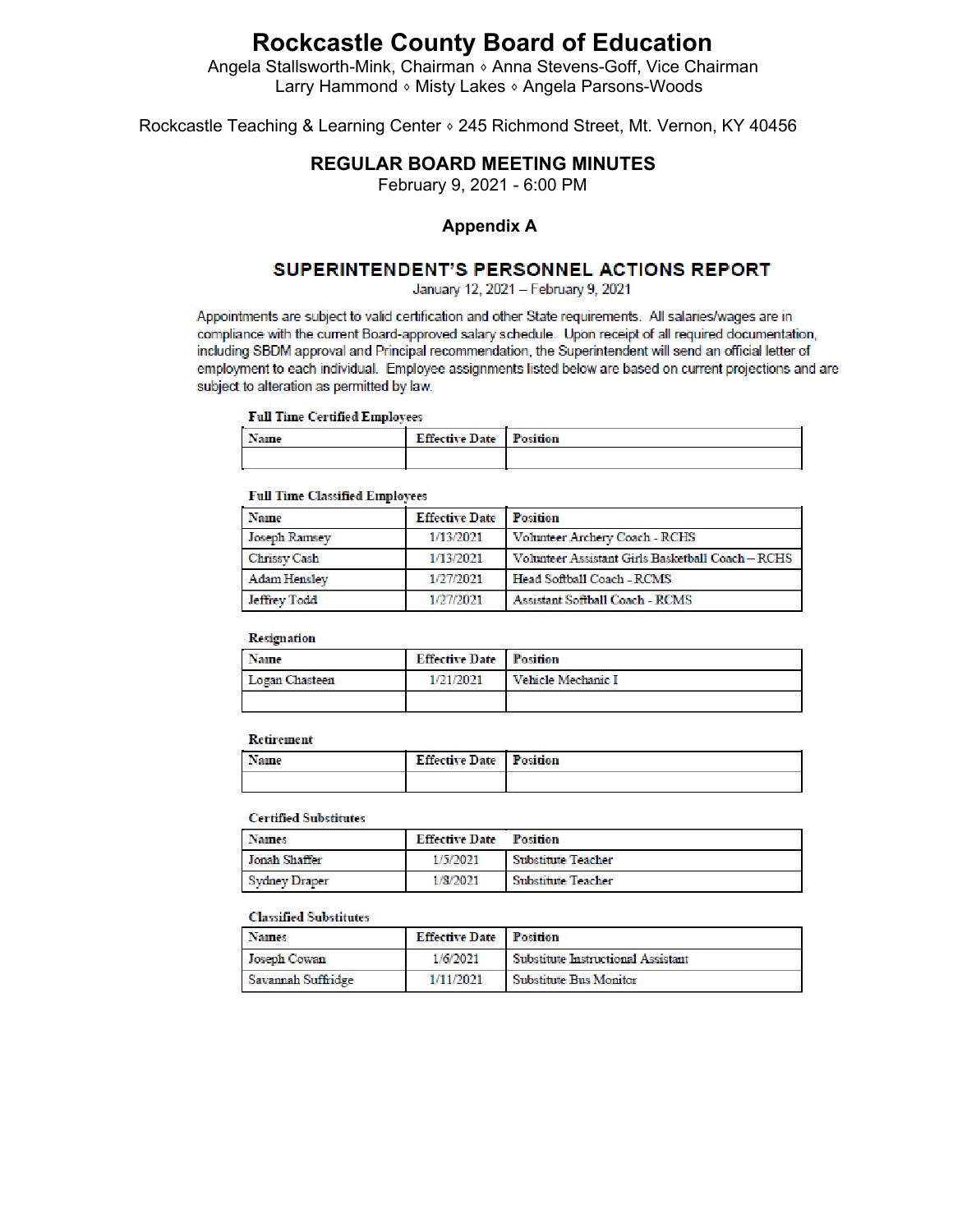# Rockcastle County Board of Education

Angela Stallsworth-Mink, Chairman ◦ Anna Stevens-Goff, Vice Chairman
Larry Hammond ◦ Misty Lakes ◦ Angela Parsons-Woods

Rockcastle Teaching & Learning Center ◦ 245 Richmond Street, Mt. Vernon, KY 40456

## REGULAR BOARD MEETING MINUTES

February 9, 2021 - 6:00 PM

### Appendix A

## SUPERINTENDENT'S PERSONNEL ACTIONS REPORT

January 12, 2021 – February 9, 2021

Appointments are subject to valid certification and other State requirements. All salaries/wages are in compliance with the current Board-approved salary schedule. Upon receipt of all required documentation, including SBDM approval and Principal recommendation, the Superintendent will send an official letter of employment to each individual. Employee assignments listed below are based on current projections and are subject to alteration as permitted by law.

**Full Time Certified Employees**

| Name | Effective Date | Position |
|---|---|---|
| | | |

**Full Time Classified Employees**

| Name | Effective Date | Position |
|---|---|---|
| Joseph Ramsey | 1/13/2021 | Volunteer Archery Coach - RCHS |
| Chrissy Cash | 1/13/2021 | Volunteer Assistant Girls Basketball Coach – RCHS |
| Adam Hensley | 1/27/2021 | Head Softball Coach - RCMS |
| Jeffrey Todd | 1/27/2021 | Assistant Softball Coach - RCMS |

**Resignation**

| Name | Effective Date | Position |
|---|---|---|
| Logan Chasteen | 1/21/2021 | Vehicle Mechanic I |
| | | |

**Retirement**

| Name | Effective Date | Position |
|---|---|---|
| | | |

**Certified Substitutes**

| Names | Effective Date | Position |
|---|---|---|
| Jonah Shaffer | 1/5/2021 | Substitute Teacher |
| Sydney Draper | 1/8/2021 | Substitute Teacher |

**Classified Substitutes**

| Names | Effective Date | Position |
|---|---|---|
| Joseph Cowan | 1/6/2021 | Substitute Instructional Assistant |
| Savannah Suffridge | 1/11/2021 | Substitute Bus Monitor |